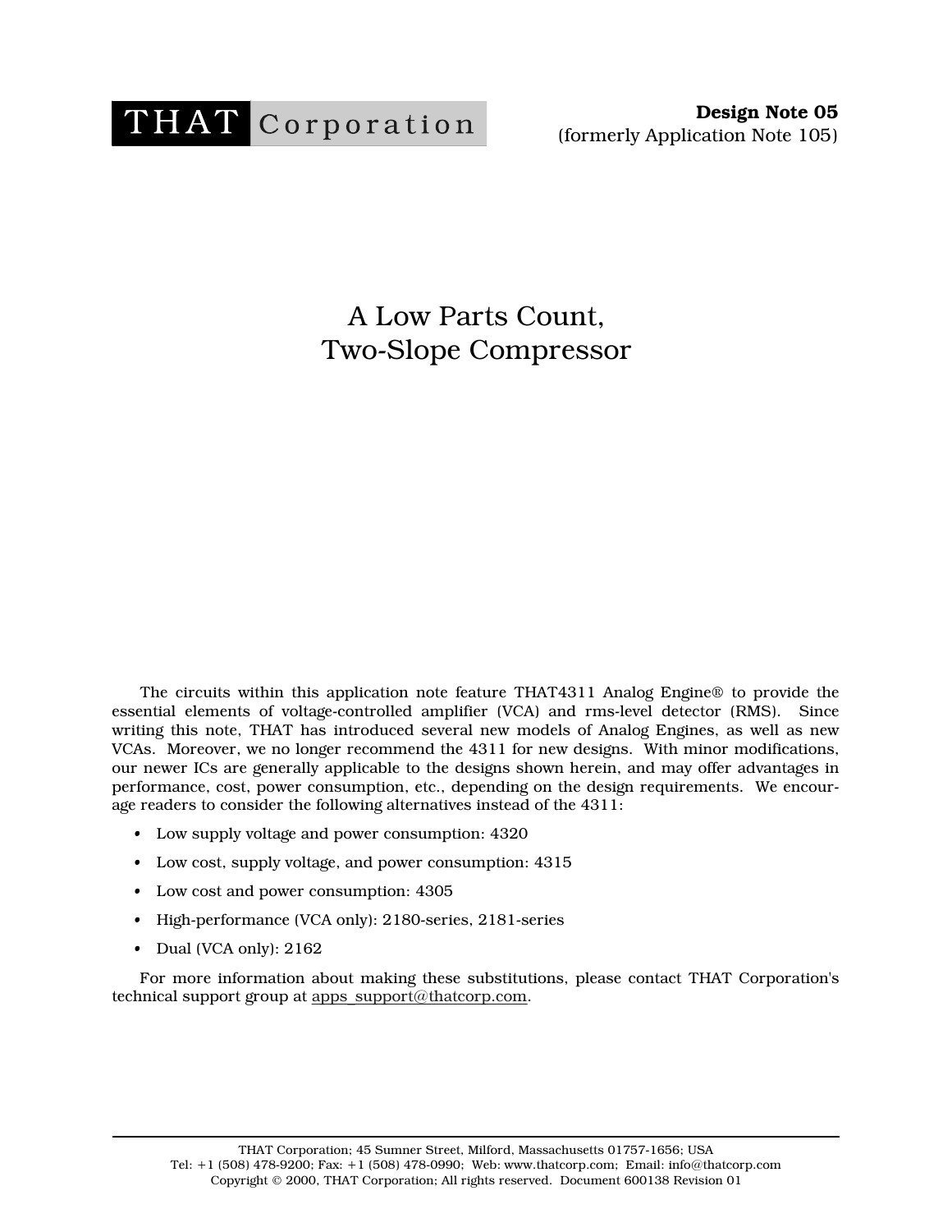**THAT Corporation**

**Design Note 05**
(formerly Application Note 105)

# A Low Parts Count, Two-Slope Compressor

The circuits within this application note feature THAT4311 Analog Engine® to provide the essential elements of voltage-controlled amplifier (VCA) and rms-level detector (RMS). Since writing this note, THAT has introduced several new models of Analog Engines, as well as new VCAs. Moreover, we no longer recommend the 4311 for new designs. With minor modifications, our newer ICs are generally applicable to the designs shown herein, and may offer advantages in performance, cost, power consumption, etc., depending on the design requirements. We encourage readers to consider the following alternatives instead of the 4311:

- Low supply voltage and power consumption: 4320
- Low cost, supply voltage, and power consumption: 4315
- Low cost and power consumption: 4305
- High-performance (VCA only): 2180-series, 2181-series
- Dual (VCA only): 2162

For more information about making these substitutions, please contact THAT Corporation's technical support group at apps_support@thatcorp.com.

THAT Corporation; 45 Sumner Street, Milford, Massachusetts 01757-1656; USA
Tel: +1 (508) 478-9200; Fax: +1 (508) 478-0990; Web: www.thatcorp.com; Email: info@thatcorp.com
Copyright © 2000, THAT Corporation; All rights reserved. Document 600138 Revision 01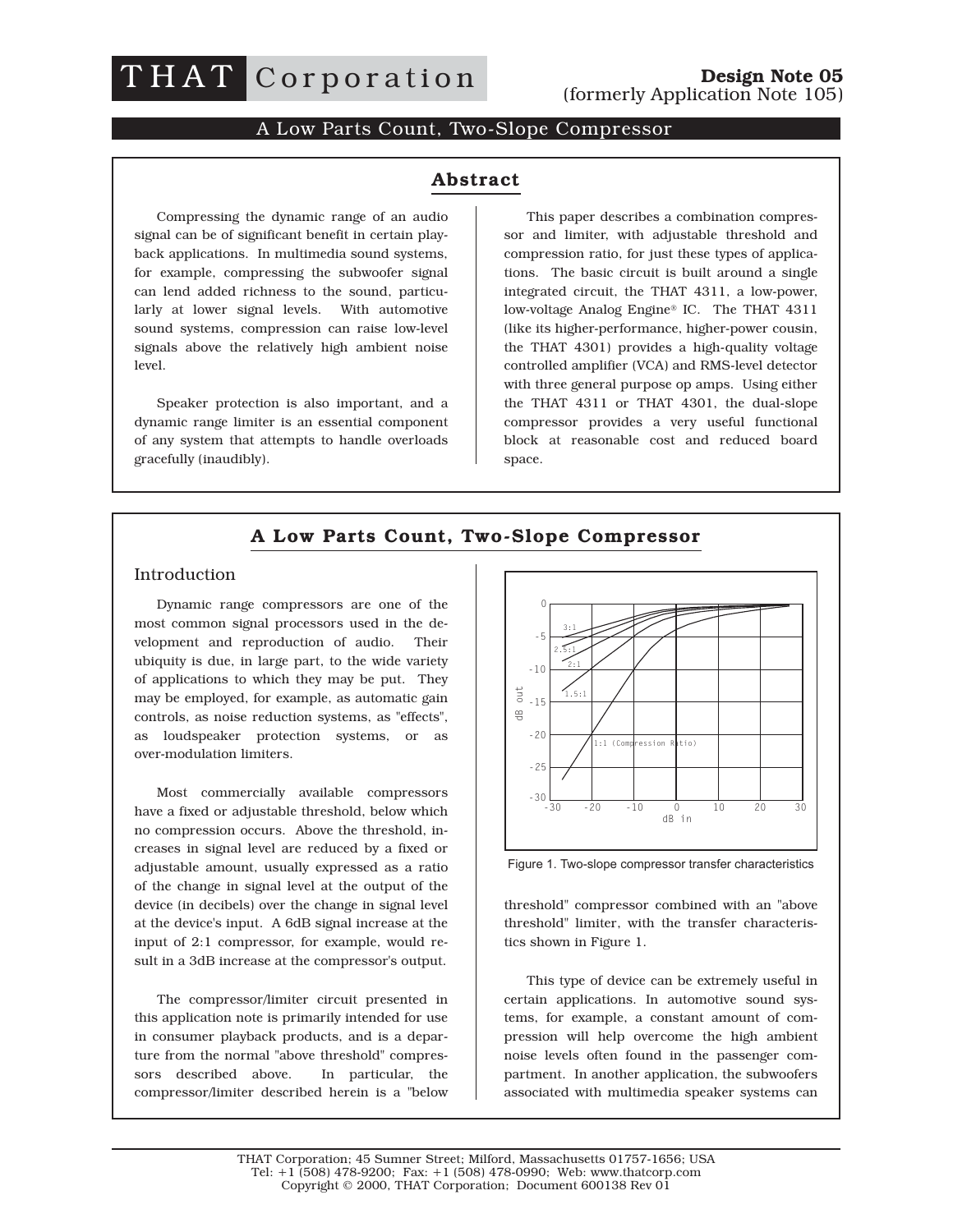# THAT Corporation

**Design Note 05**
(formerly Application Note 105)

## A Low Parts Count, Two-Slope Compressor

### Abstract

Compressing the dynamic range of an audio signal can be of significant benefit in certain playback applications. In multimedia sound systems, for example, compressing the subwoofer signal can lend added richness to the sound, particularly at lower signal levels. With automotive sound systems, compression can raise low-level signals above the relatively high ambient noise level.

Speaker protection is also important, and a dynamic range limiter is an essential component of any system that attempts to handle overloads gracefully (inaudibly).

This paper describes a combination compressor and limiter, with adjustable threshold and compression ratio, for just these types of applications. The basic circuit is built around a single integrated circuit, the THAT 4311, a low-power, low-voltage Analog Engine® IC. The THAT 4311 (like its higher-performance, higher-power cousin, the THAT 4301) provides a high-quality voltage controlled amplifier (VCA) and RMS-level detector with three general purpose op amps. Using either the THAT 4311 or THAT 4301, the dual-slope compressor provides a very useful functional block at reasonable cost and reduced board space.

## A Low Parts Count, Two-Slope Compressor

### Introduction

Dynamic range compressors are one of the most common signal processors used in the development and reproduction of audio. Their ubiquity is due, in large part, to the wide variety of applications to which they may be put. They may be employed, for example, as automatic gain controls, as noise reduction systems, as "effects", as loudspeaker protection systems, or as over-modulation limiters.

Most commercially available compressors have a fixed or adjustable threshold, below which no compression occurs. Above the threshold, increases in signal level are reduced by a fixed or adjustable amount, usually expressed as a ratio of the change in signal level at the output of the device (in decibels) over the change in signal level at the device's input. A 6dB signal increase at the input of 2:1 compressor, for example, would result in a 3dB increase at the compressor's output.

The compressor/limiter circuit presented in this application note is primarily intended for use in consumer playback products, and is a departure from the normal "above threshold" compressors described above. In particular, the compressor/limiter described herein is a "below threshold" compressor combined with an "above threshold" limiter, with the transfer characteristics shown in Figure 1.

Figure 1. Two-slope compressor transfer characteristics

This type of device can be extremely useful in certain applications. In automotive sound systems, for example, a constant amount of compression will help overcome the high ambient noise levels often found in the passenger compartment. In another application, the subwoofers associated with multimedia speaker systems can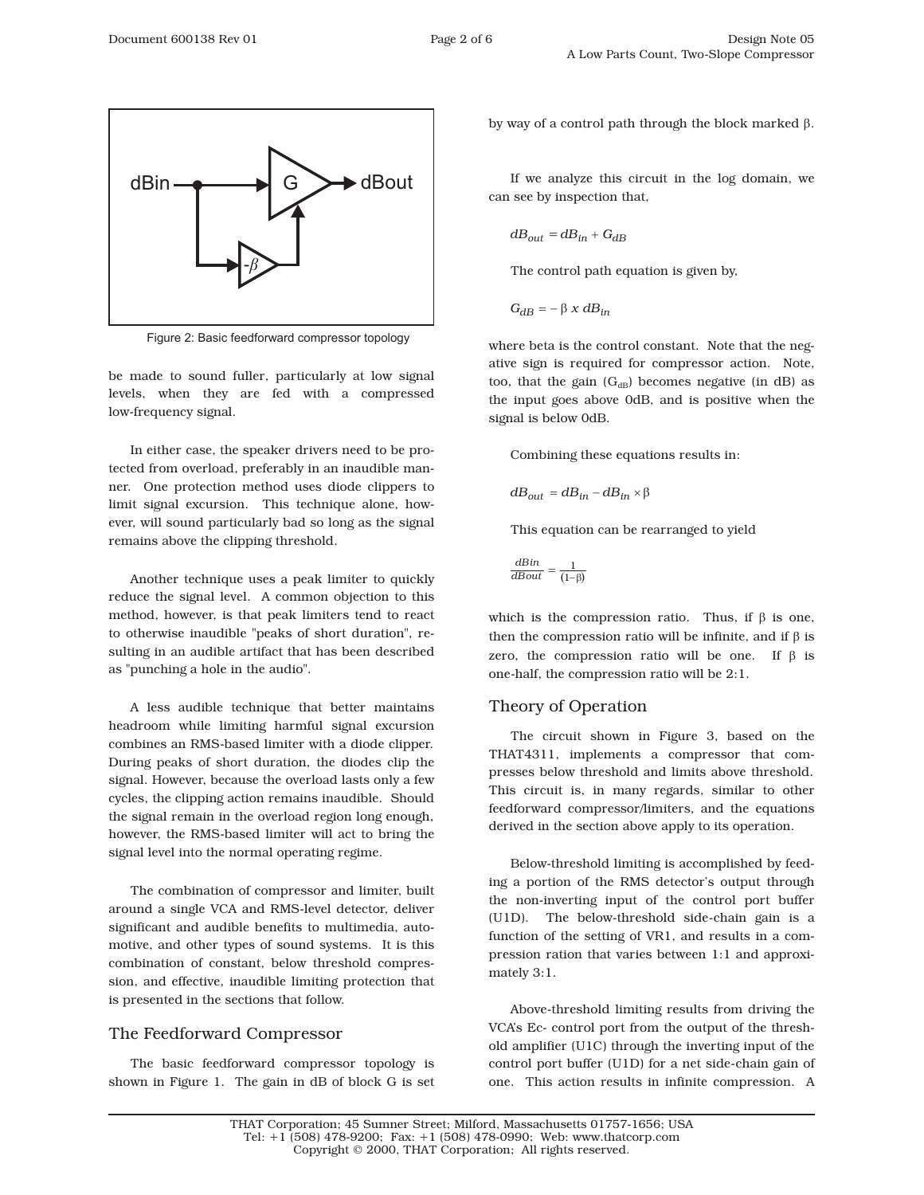Figure 2: Basic feedforward compressor topology

be made to sound fuller, particularly at low signal levels, when they are fed with a compressed low-frequency signal.

In either case, the speaker drivers need to be protected from overload, preferably in an inaudible manner. One protection method uses diode clippers to limit signal excursion. This technique alone, however, will sound particularly bad so long as the signal remains above the clipping threshold.

Another technique uses a peak limiter to quickly reduce the signal level. A common objection to this method, however, is that peak limiters tend to react to otherwise inaudible "peaks of short duration", resulting in an audible artifact that has been described as "punching a hole in the audio".

A less audible technique that better maintains headroom while limiting harmful signal excursion combines an RMS-based limiter with a diode clipper. During peaks of short duration, the diodes clip the signal. However, because the overload lasts only a few cycles, the clipping action remains inaudible. Should the signal remain in the overload region long enough, however, the RMS-based limiter will act to bring the signal level into the normal operating regime.

The combination of compressor and limiter, built around a single VCA and RMS-level detector, deliver significant and audible benefits to multimedia, automotive, and other types of sound systems. It is this combination of constant, below threshold compression, and effective, inaudible limiting protection that is presented in the sections that follow.

## The Feedforward Compressor

The basic feedforward compressor topology is shown in Figure 1. The gain in dB of block G is set by way of a control path through the block marked β.

If we analyze this circuit in the log domain, we can see by inspection that,

$$dB_{out} = dB_{in} + G_{dB}$$

The control path equation is given by,

$$G_{dB} = -\beta \; x \; dB_{in}$$

where beta is the control constant. Note that the negative sign is required for compressor action. Note, too, that the gain ($G_{dB}$) becomes negative (in dB) as the input goes above 0dB, and is positive when the signal is below 0dB.

Combining these equations results in:

$$dB_{out} = dB_{in} - dB_{in} \times \beta$$

This equation can be rearranged to yield

$$\frac{dBin}{dBout} = \frac{1}{(1-\beta)}$$

which is the compression ratio. Thus, if β is one, then the compression ratio will be infinite, and if β is zero, the compression ratio will be one. If β is one-half, the compression ratio will be 2:1.

## Theory of Operation

The circuit shown in Figure 3, based on the THAT4311, implements a compressor that compresses below threshold and limits above threshold. This circuit is, in many regards, similar to other feedforward compressor/limiters, and the equations derived in the section above apply to its operation.

Below-threshold limiting is accomplished by feeding a portion of the RMS detector's output through the non-inverting input of the control port buffer (U1D). The below-threshold side-chain gain is a function of the setting of VR1, and results in a compression ration that varies between 1:1 and approximately 3:1.

Above-threshold limiting results from driving the VCA's Ec- control port from the output of the threshold amplifier (U1C) through the inverting input of the control port buffer (U1D) for a net side-chain gain of one. This action results in infinite compression. A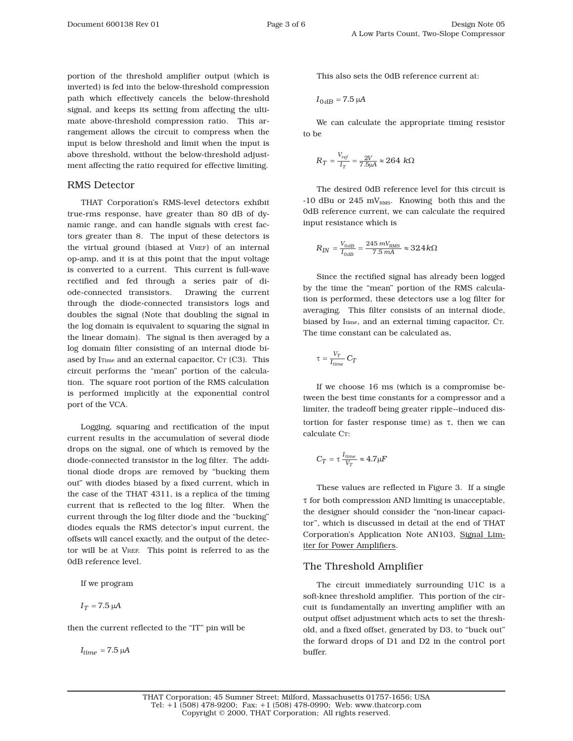portion of the threshold amplifier output (which is inverted) is fed into the below-threshold compression path which effectively cancels the below-threshold signal, and keeps its setting from affecting the ultimate above-threshold compression ratio. This arrangement allows the circuit to compress when the input is below threshold and limit when the input is above threshold, without the below-threshold adjustment affecting the ratio required for effective limiting.

## RMS Detector

THAT Corporation's RMS-level detectors exhibit true-rms response, have greater than 80 dB of dynamic range, and can handle signals with crest factors greater than 8. The input of these detectors is the virtual ground (biased at $V_{REF}$) of an internal op-amp, and it is at this point that the input voltage is converted to a current. This current is full-wave rectified and fed through a series pair of diode-connected transistors. Drawing the current through the diode-connected transistors logs and doubles the signal (Note that doubling the signal in the log domain is equivalent to squaring the signal in the linear domain). The signal is then averaged by a log domain filter consisting of an internal diode biased by $I_{Time}$ and an external capacitor, $C_T$ (C3). This circuit performs the "mean" portion of the calculation. The square root portion of the RMS calculation is performed implicitly at the exponential control port of the VCA.

Logging, squaring and rectification of the input current results in the accumulation of several diode drops on the signal, one of which is removed by the diode-connected transistor in the log filter. The additional diode drops are removed by "bucking them out" with diodes biased by a fixed current, which in the case of the THAT 4311, is a replica of the timing current that is reflected to the log filter. When the current through the log filter diode and the "bucking" diodes equals the RMS detector's input current, the offsets will cancel exactly, and the output of the detector will be at $V_{REF}$. This point is referred to as the 0dB reference level.

If we program

$$I_T = 7.5\,\mu A$$

then the current reflected to the "IT" pin will be

$$I_{time} = 7.5\,\mu A$$

This also sets the 0dB reference current at:

$$I_{0dB} = 7.5\,\mu A$$

We can calculate the appropriate timing resistor to be

$$R_T = \frac{V_{ref}}{I_T} = \frac{2V}{7.5\mu A} \approx 264\ k\Omega$$

The desired 0dB reference level for this circuit is -10 dBu or 245 $mV_{RMS}$. Knowing both this and the 0dB reference current, we can calculate the required input resistance which is

$$R_{IN} = \frac{V_{0dB}}{I_{0dB}} = \frac{245\ mV_{RMS}}{7.5\ mA} \approx 324k\Omega$$

Since the rectified signal has already been logged by the time the "mean" portion of the RMS calculation is performed, these detectors use a log filter for averaging. This filter consists of an internal diode, biased by $I_{time}$, and an external timing capacitor, $C_T$. The time constant can be calculated as,

$$\tau = \frac{V_T}{I_{time}} C_T$$

If we choose 16 ms (which is a compromise between the best time constants for a compressor and a limiter, the tradeoff being greater ripple--induced distortion for faster response time) as $\tau$, then we can calculate $C_T$:

$$C_T = \tau \frac{I_{time}}{V_T} \approx 4.7\mu F$$

These values are reflected in Figure 3. If a single $\tau$ for both compression AND limiting is unacceptable, the designer should consider the "non-linear capacitor", which is discussed in detail at the end of THAT Corporation's Application Note AN103, Signal Limiter for Power Amplifiers.

## The Threshold Amplifier

The circuit immediately surrounding U1C is a soft-knee threshold amplifier. This portion of the circuit is fundamentally an inverting amplifier with an output offset adjustment which acts to set the threshold, and a fixed offset, generated by D3, to "buck out" the forward drops of D1 and D2 in the control port buffer.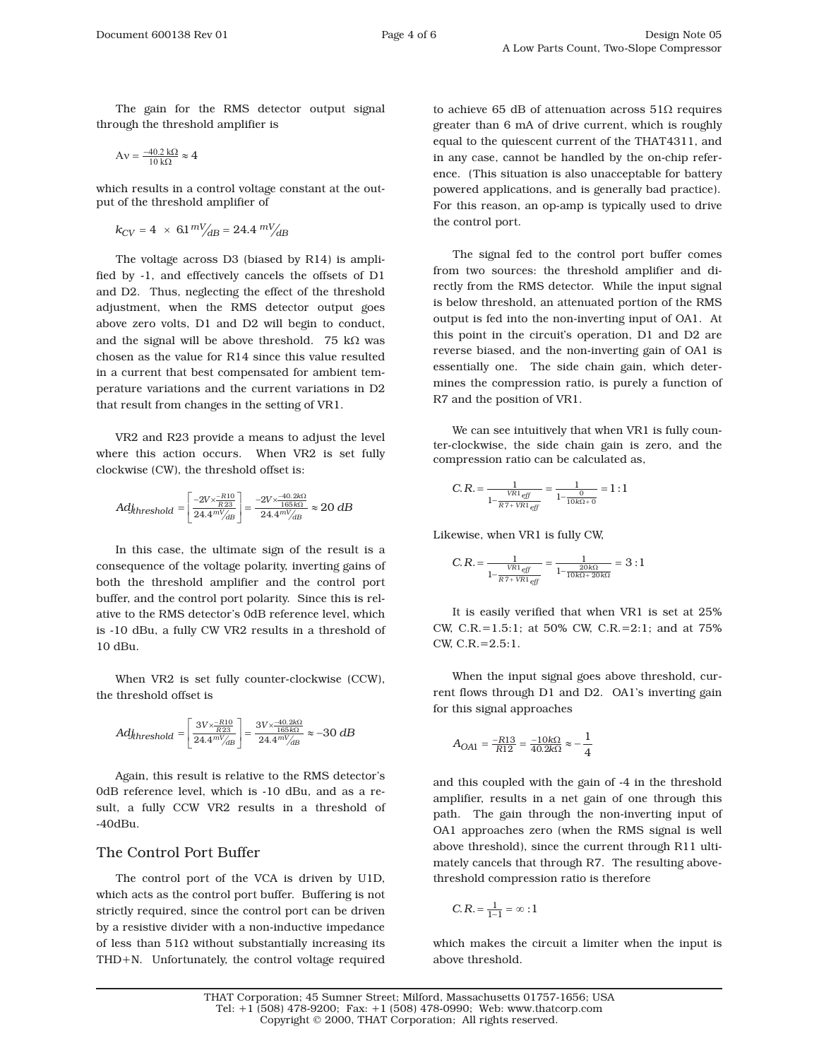The gain for the RMS detector output signal through the threshold amplifier is

$$Av = \frac{-40.2\ k\Omega}{10\ k\Omega} \approx 4$$

which results in a control voltage constant at the output of the threshold amplifier of

$$k_{CV} = 4 \times 6.1\, {}^{mV}\!/_{dB} = 24.4\, {}^{mV}\!/_{dB}$$

The voltage across D3 (biased by R14) is amplified by -1, and effectively cancels the offsets of D1 and D2. Thus, neglecting the effect of the threshold adjustment, when the RMS detector output goes above zero volts, D1 and D2 will begin to conduct, and the signal will be above threshold. 75 kΩ was chosen as the value for R14 since this value resulted in a current that best compensated for ambient temperature variations and the current variations in D2 that result from changes in the setting of VR1.

VR2 and R23 provide a means to adjust the level where this action occurs. When VR2 is set fully clockwise (CW), the threshold offset is:

$$Adj_{threshold} = \left[\frac{-2V \times \frac{-R10}{R23}}{24.4\, {}^{mV}\!/_{dB}}\right] = \frac{-2V \times \frac{-40.2k\Omega}{165k\Omega}}{24.4\, {}^{mV}\!/_{dB}} \approx 20\ dB$$

In this case, the ultimate sign of the result is a consequence of the voltage polarity, inverting gains of both the threshold amplifier and the control port buffer, and the control port polarity. Since this is relative to the RMS detector's 0dB reference level, which is -10 dBu, a fully CW VR2 results in a threshold of 10 dBu.

When VR2 is set fully counter-clockwise (CCW), the threshold offset is

$$Adj_{threshold} = \left[\frac{3V \times \frac{-R10}{R23}}{24.4\, {}^{mV}\!/_{dB}}\right] = \frac{3V \times \frac{-40.2k\Omega}{165k\Omega}}{24.4\, {}^{mV}\!/_{dB}} \approx -30\ dB$$

Again, this result is relative to the RMS detector's 0dB reference level, which is -10 dBu, and as a result, a fully CCW VR2 results in a threshold of -40dBu.

## The Control Port Buffer

The control port of the VCA is driven by U1D, which acts as the control port buffer. Buffering is not strictly required, since the control port can be driven by a resistive divider with a non-inductive impedance of less than 51Ω without substantially increasing its THD+N. Unfortunately, the control voltage required to achieve 65 dB of attenuation across 51Ω requires greater than 6 mA of drive current, which is roughly equal to the quiescent current of the THAT4311, and in any case, cannot be handled by the on-chip reference. (This situation is also unacceptable for battery powered applications, and is generally bad practice). For this reason, an op-amp is typically used to drive the control port.

The signal fed to the control port buffer comes from two sources: the threshold amplifier and directly from the RMS detector. While the input signal is below threshold, an attenuated portion of the RMS output is fed into the non-inverting input of OA1. At this point in the circuit's operation, D1 and D2 are reverse biased, and the non-inverting gain of OA1 is essentially one. The side chain gain, which determines the compression ratio, is purely a function of R7 and the position of VR1.

We can see intuitively that when VR1 is fully counter-clockwise, the side chain gain is zero, and the compression ratio can be calculated as,

$$C.R. = \frac{1}{1 - \frac{VR1_{eff}}{R7 + VR1_{eff}}} = \frac{1}{1 - \frac{0}{10k\Omega + 0}} = 1:1$$

Likewise, when VR1 is fully CW,

$$C.R. = \frac{1}{1 - \frac{VR1_{eff}}{R7 + VR1_{eff}}} = \frac{1}{1 - \frac{20k\Omega}{10k\Omega + 20k\Omega}} = 3:1$$

It is easily verified that when VR1 is set at 25% CW, C.R.=1.5:1; at 50% CW, C.R.=2:1; and at 75% CW, C.R.=2.5:1.

When the input signal goes above threshold, current flows through D1 and D2. OA1's inverting gain for this signal approaches

$$A_{OA1} = \frac{-R13}{R12} = \frac{-10k\Omega}{40.2k\Omega} \approx -\frac{1}{4}$$

and this coupled with the gain of -4 in the threshold amplifier, results in a net gain of one through this path. The gain through the non-inverting input of OA1 approaches zero (when the RMS signal is well above threshold), since the current through R11 ultimately cancels that through R7. The resulting above-threshold compression ratio is therefore

$$C.R. = \frac{1}{1-1} = \infty : 1$$

which makes the circuit a limiter when the input is above threshold.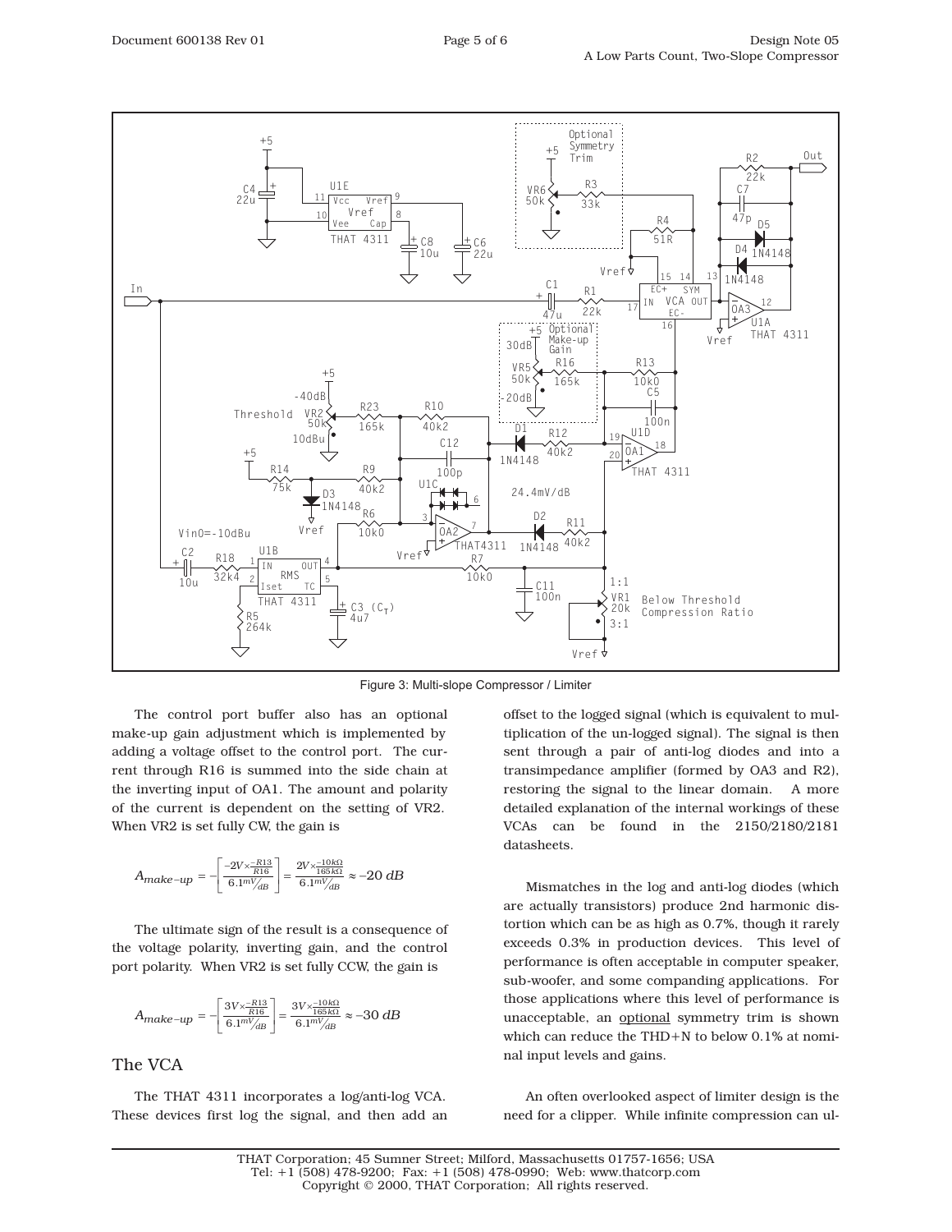Figure 3: Multi-slope Compressor / Limiter

The control port buffer also has an optional make-up gain adjustment which is implemented by adding a voltage offset to the control port. The current through R16 is summed into the side chain at the inverting input of OA1. The amount and polarity of the current is dependent on the setting of VR2. When VR2 is set fully CW, the gain is

$$A_{make-up} = -\left[\frac{-2V \times \frac{-R13}{R16}}{6.1 \frac{mV}{dB}}\right] = \frac{2V \times \frac{-10k\Omega}{165k\Omega}}{6.1 \frac{mV}{dB}} \approx -20\ dB$$

The ultimate sign of the result is a consequence of the voltage polarity, inverting gain, and the control port polarity. When VR2 is set fully CCW, the gain is

$$A_{make-up} = -\left[\frac{3V \times \frac{-R13}{R16}}{6.1 \frac{mV}{dB}}\right] = \frac{3V \times \frac{-10k\Omega}{165k\Omega}}{6.1 \frac{mV}{dB}} \approx -30\ dB$$

## The VCA

The THAT 4311 incorporates a log/anti-log VCA. These devices first log the signal, and then add an offset to the logged signal (which is equivalent to multiplication of the un-logged signal). The signal is then sent through a pair of anti-log diodes and into a transimpedance amplifier (formed by OA3 and R2), restoring the signal to the linear domain. A more detailed explanation of the internal workings of these VCAs can be found in the 2150/2180/2181 datasheets.

Mismatches in the log and anti-log diodes (which are actually transistors) produce 2nd harmonic distortion which can be as high as 0.7%, though it rarely exceeds 0.3% in production devices. This level of performance is often acceptable in computer speaker, sub-woofer, and some companding applications. For those applications where this level of performance is unacceptable, an optional symmetry trim is shown which can reduce the THD+N to below 0.1% at nominal input levels and gains.

An often overlooked aspect of limiter design is the need for a clipper. While infinite compression can ul-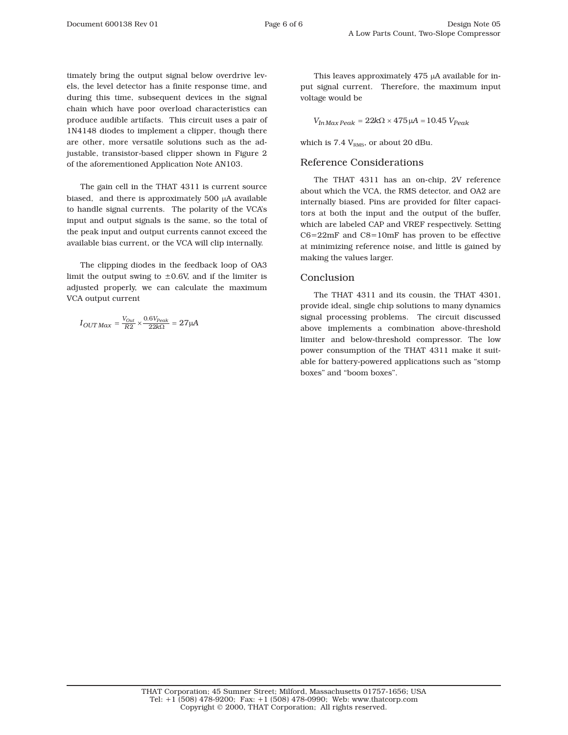timately bring the output signal below overdrive levels, the level detector has a finite response time, and during this time, subsequent devices in the signal chain which have poor overload characteristics can produce audible artifacts. This circuit uses a pair of 1N4148 diodes to implement a clipper, though there are other, more versatile solutions such as the adjustable, transistor-based clipper shown in Figure 2 of the aforementioned Application Note AN103.

The gain cell in the THAT 4311 is current source biased, and there is approximately 500 µA available to handle signal currents. The polarity of the VCA's input and output signals is the same, so the total of the peak input and output currents cannot exceed the available bias current, or the VCA will clip internally.

The clipping diodes in the feedback loop of OA3 limit the output swing to ±0.6V, and if the limiter is adjusted properly, we can calculate the maximum VCA output current

$$I_{OUT\,Max} = \frac{V_{Out}}{R2} \times \frac{0.6V_{Peak}}{22k\Omega} = 27\mu A$$

This leaves approximately 475 µA available for input signal current. Therefore, the maximum input voltage would be

$$V_{In\,Max\,Peak} = 22k\Omega \times 475\,\mu A = 10.45\ V_{Peak}$$

which is 7.4 $V_{RMS}$, or about 20 dBu.

## Reference Considerations

The THAT 4311 has an on-chip, 2V reference about which the VCA, the RMS detector, and OA2 are internally biased. Pins are provided for filter capacitors at both the input and the output of the buffer, which are labeled CAP and VREF respectively. Setting C6=22mF and C8=10mF has proven to be effective at minimizing reference noise, and little is gained by making the values larger.

## Conclusion

The THAT 4311 and its cousin, the THAT 4301, provide ideal, single chip solutions to many dynamics signal processing problems. The circuit discussed above implements a combination above-threshold limiter and below-threshold compressor. The low power consumption of the THAT 4311 make it suitable for battery-powered applications such as "stomp boxes" and "boom boxes".